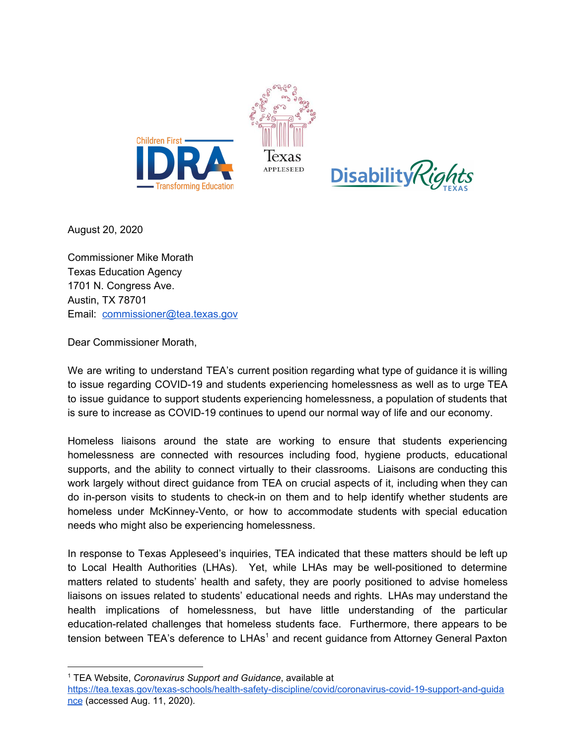August 20, 2020

Commissioner Mike Morath
Texas Education Agency
1701 N. Congress Ave.
Austin, TX 78701
Email: commissioner@tea.texas.gov

Dear Commissioner Morath,

We are writing to understand TEA's current position regarding what type of guidance it is willing to issue regarding COVID-19 and students experiencing homelessness as well as to urge TEA to issue guidance to support students experiencing homelessness, a population of students that is sure to increase as COVID-19 continues to upend our normal way of life and our economy.

Homeless liaisons around the state are working to ensure that students experiencing homelessness are connected with resources including food, hygiene products, educational supports, and the ability to connect virtually to their classrooms. Liaisons are conducting this work largely without direct guidance from TEA on crucial aspects of it, including when they can do in-person visits to students to check-in on them and to help identify whether students are homeless under McKinney-Vento, or how to accommodate students with special education needs who might also be experiencing homelessness.

In response to Texas Appleseed's inquiries, TEA indicated that these matters should be left up to Local Health Authorities (LHAs). Yet, while LHAs may be well-positioned to determine matters related to students' health and safety, they are poorly positioned to advise homeless liaisons on issues related to students' educational needs and rights. LHAs may understand the health implications of homelessness, but have little understanding of the particular education-related challenges that homeless students face. Furthermore, there appears to be tension between TEA's deference to LHAs[1] and recent guidance from Attorney General Paxton

[1] TEA Website, *Coronavirus Support and Guidance*, available at https://tea.texas.gov/texas-schools/health-safety-discipline/covid/coronavirus-covid-19-support-and-guidance (accessed Aug. 11, 2020).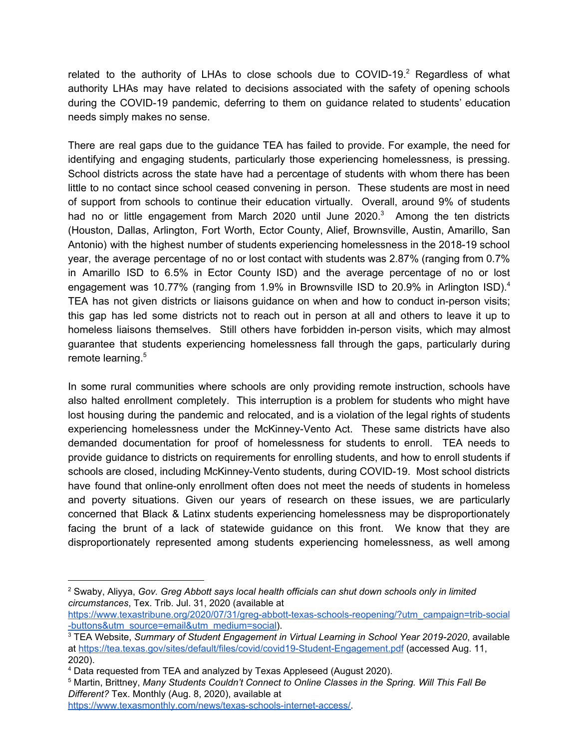related to the authority of LHAs to close schools due to COVID-19.[2] Regardless of what authority LHAs may have related to decisions associated with the safety of opening schools during the COVID-19 pandemic, deferring to them on guidance related to students' education needs simply makes no sense.

There are real gaps due to the guidance TEA has failed to provide. For example, the need for identifying and engaging students, particularly those experiencing homelessness, is pressing. School districts across the state have had a percentage of students with whom there has been little to no contact since school ceased convening in person. These students are most in need of support from schools to continue their education virtually. Overall, around 9% of students had no or little engagement from March 2020 until June 2020.[3] Among the ten districts (Houston, Dallas, Arlington, Fort Worth, Ector County, Alief, Brownsville, Austin, Amarillo, San Antonio) with the highest number of students experiencing homelessness in the 2018-19 school year, the average percentage of no or lost contact with students was 2.87% (ranging from 0.7% in Amarillo ISD to 6.5% in Ector County ISD) and the average percentage of no or lost engagement was 10.77% (ranging from 1.9% in Brownsville ISD to 20.9% in Arlington ISD).[4] TEA has not given districts or liaisons guidance on when and how to conduct in-person visits; this gap has led some districts not to reach out in person at all and others to leave it up to homeless liaisons themselves. Still others have forbidden in-person visits, which may almost guarantee that students experiencing homelessness fall through the gaps, particularly during remote learning.[5]

In some rural communities where schools are only providing remote instruction, schools have also halted enrollment completely. This interruption is a problem for students who might have lost housing during the pandemic and relocated, and is a violation of the legal rights of students experiencing homelessness under the McKinney-Vento Act. These same districts have also demanded documentation for proof of homelessness for students to enroll. TEA needs to provide guidance to districts on requirements for enrolling students, and how to enroll students if schools are closed, including McKinney-Vento students, during COVID-19. Most school districts have found that online-only enrollment often does not meet the needs of students in homeless and poverty situations. Given our years of research on these issues, we are particularly concerned that Black & Latinx students experiencing homelessness may be disproportionately facing the brunt of a lack of statewide guidance on this front. We know that they are disproportionately represented among students experiencing homelessness, as well among

---

[2] Swaby, Aliyya, *Gov. Greg Abbott says local health officials can shut down schools only in limited circumstances*, Tex. Trib. Jul. 31, 2020 (available at https://www.texastribune.org/2020/07/31/greg-abbott-texas-schools-reopening/?utm_campaign=trib-social-buttons&utm_source=email&utm_medium=social).

[3] TEA Website, *Summary of Student Engagement in Virtual Learning in School Year 2019-2020*, available at https://tea.texas.gov/sites/default/files/covid/covid19-Student-Engagement.pdf (accessed Aug. 11, 2020).

[4] Data requested from TEA and analyzed by Texas Appleseed (August 2020).

[5] Martin, Brittney, *Many Students Couldn't Connect to Online Classes in the Spring. Will This Fall Be Different?* Tex. Monthly (Aug. 8, 2020), available at https://www.texasmonthly.com/news/texas-schools-internet-access/.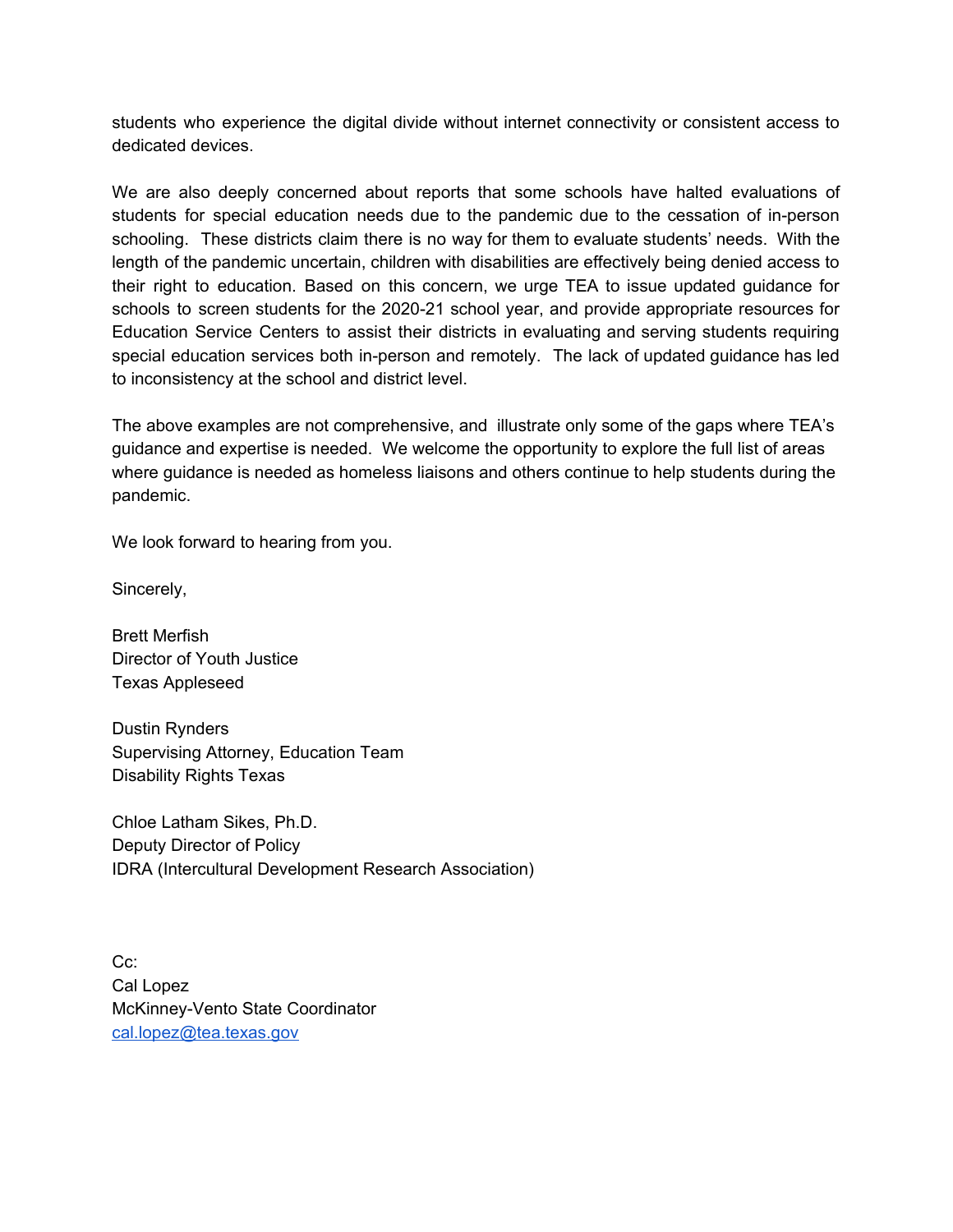students who experience the digital divide without internet connectivity or consistent access to dedicated devices.

We are also deeply concerned about reports that some schools have halted evaluations of students for special education needs due to the pandemic due to the cessation of in-person schooling. These districts claim there is no way for them to evaluate students' needs. With the length of the pandemic uncertain, children with disabilities are effectively being denied access to their right to education. Based on this concern, we urge TEA to issue updated guidance for schools to screen students for the 2020-21 school year, and provide appropriate resources for Education Service Centers to assist their districts in evaluating and serving students requiring special education services both in-person and remotely. The lack of updated guidance has led to inconsistency at the school and district level.

The above examples are not comprehensive, and illustrate only some of the gaps where TEA's guidance and expertise is needed. We welcome the opportunity to explore the full list of areas where guidance is needed as homeless liaisons and others continue to help students during the pandemic.

We look forward to hearing from you.

Sincerely,

Brett Merfish
Director of Youth Justice
Texas Appleseed

Dustin Rynders
Supervising Attorney, Education Team
Disability Rights Texas

Chloe Latham Sikes, Ph.D.
Deputy Director of Policy
IDRA (Intercultural Development Research Association)

Cc:
Cal Lopez
McKinney-Vento State Coordinator
cal.lopez@tea.texas.gov